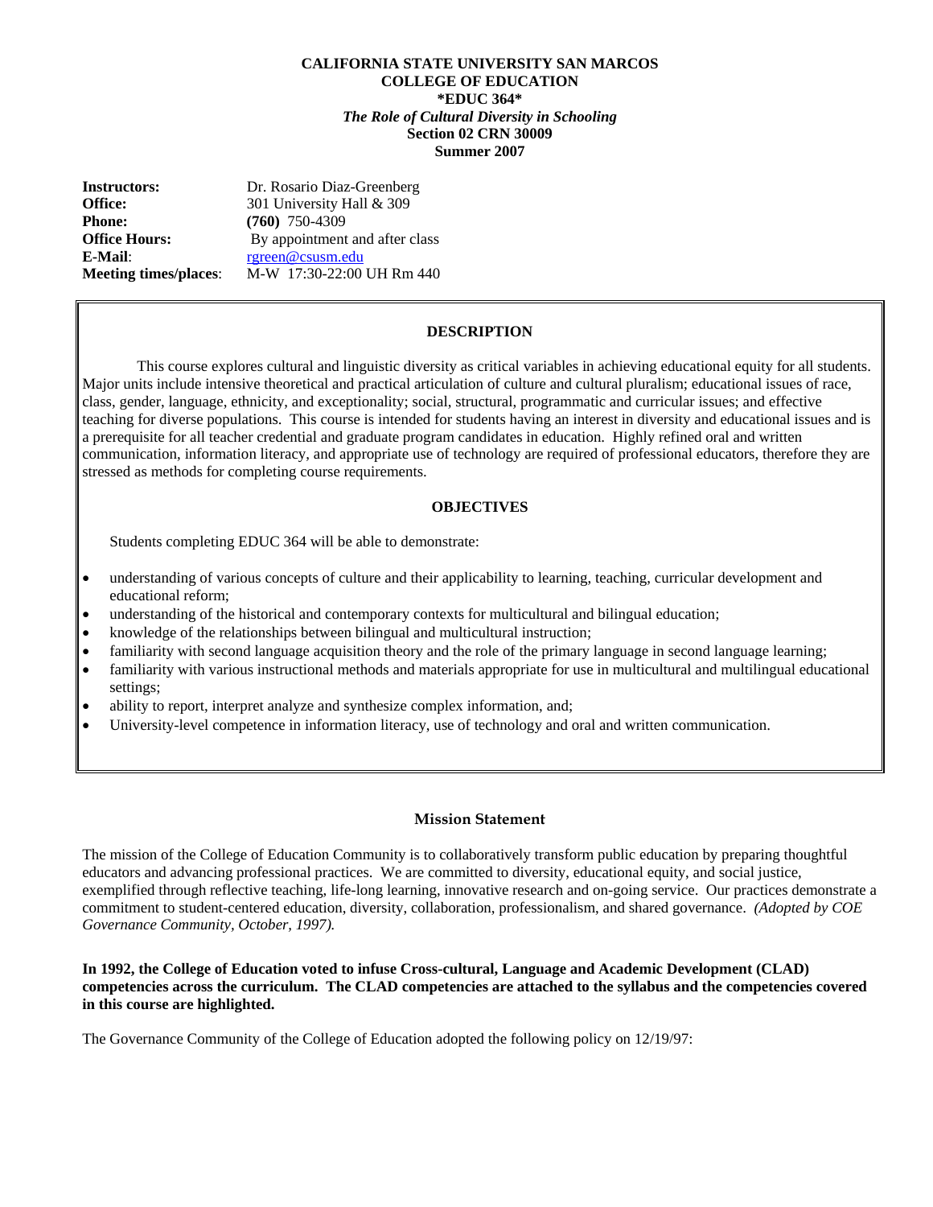**CALIFORNIA STATE UNIVERSITY SAN MARCOS**
**COLLEGE OF EDUCATION**
**\*EDUC 364\***
***The Role of Cultural Diversity in Schooling***
**Section 02 CRN 30009**
**Summer 2007**

| | |
|---|---|
| **Instructors:** | Dr. Rosario Diaz-Greenberg |
| **Office:** | 301 University Hall & 309 |
| **Phone:** | **(760)** 750-4309 |
| **Office Hours:** | By appointment and after class |
| **E-Mail**: | rgreen@csusm.edu |
| **Meeting times/places**: | M-W 17:30-22:00 UH Rm 440 |

**DESCRIPTION**

This course explores cultural and linguistic diversity as critical variables in achieving educational equity for all students. Major units include intensive theoretical and practical articulation of culture and cultural pluralism; educational issues of race, class, gender, language, ethnicity, and exceptionality; social, structural, programmatic and curricular issues; and effective teaching for diverse populations. This course is intended for students having an interest in diversity and educational issues and is a prerequisite for all teacher credential and graduate program candidates in education. Highly refined oral and written communication, information literacy, and appropriate use of technology are required of professional educators, therefore they are stressed as methods for completing course requirements.

**OBJECTIVES**

Students completing EDUC 364 will be able to demonstrate:

- understanding of various concepts of culture and their applicability to learning, teaching, curricular development and educational reform;
- understanding of the historical and contemporary contexts for multicultural and bilingual education;
- knowledge of the relationships between bilingual and multicultural instruction;
- familiarity with second language acquisition theory and the role of the primary language in second language learning;
- familiarity with various instructional methods and materials appropriate for use in multicultural and multilingual educational settings;
- ability to report, interpret analyze and synthesize complex information, and;
- University-level competence in information literacy, use of technology and oral and written communication.

**Mission Statement**

The mission of the College of Education Community is to collaboratively transform public education by preparing thoughtful educators and advancing professional practices. We are committed to diversity, educational equity, and social justice, exemplified through reflective teaching, life-long learning, innovative research and on-going service. Our practices demonstrate a commitment to student-centered education, diversity, collaboration, professionalism, and shared governance. *(Adopted by COE Governance Community, October, 1997).*

**In 1992, the College of Education voted to infuse Cross-cultural, Language and Academic Development (CLAD) competencies across the curriculum. The CLAD competencies are attached to the syllabus and the competencies covered in this course are highlighted.**

The Governance Community of the College of Education adopted the following policy on 12/19/97: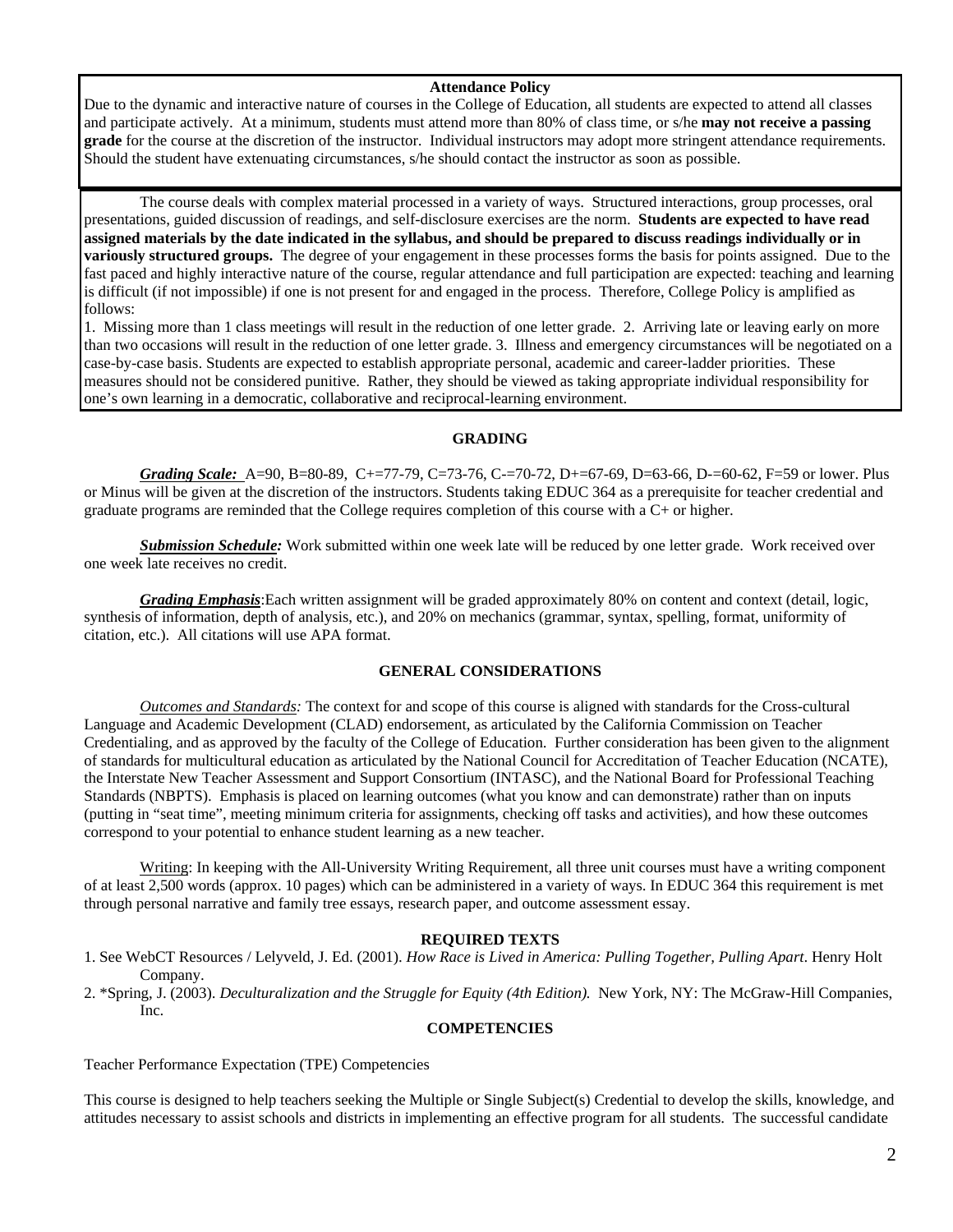**Attendance Policy**

Due to the dynamic and interactive nature of courses in the College of Education, all students are expected to attend all classes and participate actively. At a minimum, students must attend more than 80% of class time, or s/he **may not receive a passing grade** for the course at the discretion of the instructor. Individual instructors may adopt more stringent attendance requirements. Should the student have extenuating circumstances, s/he should contact the instructor as soon as possible.

The course deals with complex material processed in a variety of ways. Structured interactions, group processes, oral presentations, guided discussion of readings, and self-disclosure exercises are the norm. **Students are expected to have read assigned materials by the date indicated in the syllabus, and should be prepared to discuss readings individually or in variously structured groups.** The degree of your engagement in these processes forms the basis for points assigned. Due to the fast paced and highly interactive nature of the course, regular attendance and full participation are expected: teaching and learning is difficult (if not impossible) if one is not present for and engaged in the process. Therefore, College Policy is amplified as follows:

1. Missing more than 1 class meetings will result in the reduction of one letter grade. 2. Arriving late or leaving early on more than two occasions will result in the reduction of one letter grade. 3. Illness and emergency circumstances will be negotiated on a case-by-case basis. Students are expected to establish appropriate personal, academic and career-ladder priorities. These measures should not be considered punitive. Rather, they should be viewed as taking appropriate individual responsibility for one's own learning in a democratic, collaborative and reciprocal-learning environment.

## GRADING

***Grading Scale:*** A=90, B=80-89, C+=77-79, C=73-76, C-=70-72, D+=67-69, D=63-66, D-=60-62, F=59 or lower. Plus or Minus will be given at the discretion of the instructors. Students taking EDUC 364 as a prerequisite for teacher credential and graduate programs are reminded that the College requires completion of this course with a C+ or higher.

***Submission Schedule:*** Work submitted within one week late will be reduced by one letter grade. Work received over one week late receives no credit.

***Grading Emphasis***:Each written assignment will be graded approximately 80% on content and context (detail, logic, synthesis of information, depth of analysis, etc.), and 20% on mechanics (grammar, syntax, spelling, format, uniformity of citation, etc.). All citations will use APA format.

## GENERAL CONSIDERATIONS

*Outcomes and Standards:* The context for and scope of this course is aligned with standards for the Cross-cultural Language and Academic Development (CLAD) endorsement, as articulated by the California Commission on Teacher Credentialing, and as approved by the faculty of the College of Education. Further consideration has been given to the alignment of standards for multicultural education as articulated by the National Council for Accreditation of Teacher Education (NCATE), the Interstate New Teacher Assessment and Support Consortium (INTASC), and the National Board for Professional Teaching Standards (NBPTS). Emphasis is placed on learning outcomes (what you know and can demonstrate) rather than on inputs (putting in "seat time", meeting minimum criteria for assignments, checking off tasks and activities), and how these outcomes correspond to your potential to enhance student learning as a new teacher.

Writing: In keeping with the All-University Writing Requirement, all three unit courses must have a writing component of at least 2,500 words (approx. 10 pages) which can be administered in a variety of ways. In EDUC 364 this requirement is met through personal narrative and family tree essays, research paper, and outcome assessment essay.

## REQUIRED TEXTS

1. See WebCT Resources / Lelyveld, J. Ed. (2001). *How Race is Lived in America: Pulling Together, Pulling Apart*. Henry Holt Company.
2. *Spring, J. (2003). *Deculturalization and the Struggle for Equity (4th Edition).* New York, NY: The McGraw-Hill Companies, Inc.

## COMPETENCIES

Teacher Performance Expectation (TPE) Competencies

This course is designed to help teachers seeking the Multiple or Single Subject(s) Credential to develop the skills, knowledge, and attitudes necessary to assist schools and districts in implementing an effective program for all students. The successful candidate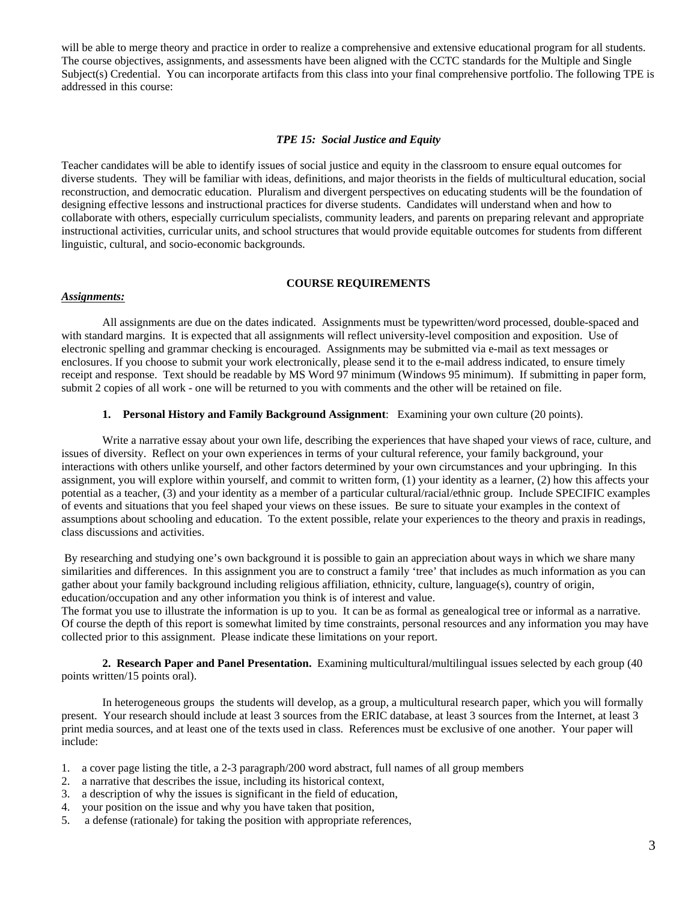will be able to merge theory and practice in order to realize a comprehensive and extensive educational program for all students. The course objectives, assignments, and assessments have been aligned with the CCTC standards for the Multiple and Single Subject(s) Credential. You can incorporate artifacts from this class into your final comprehensive portfolio. The following TPE is addressed in this course:

***TPE 15: Social Justice and Equity***

Teacher candidates will be able to identify issues of social justice and equity in the classroom to ensure equal outcomes for diverse students. They will be familiar with ideas, definitions, and major theorists in the fields of multicultural education, social reconstruction, and democratic education. Pluralism and divergent perspectives on educating students will be the foundation of designing effective lessons and instructional practices for diverse students. Candidates will understand when and how to collaborate with others, especially curriculum specialists, community leaders, and parents on preparing relevant and appropriate instructional activities, curricular units, and school structures that would provide equitable outcomes for students from different linguistic, cultural, and socio-economic backgrounds.

## COURSE REQUIREMENTS

***Assignments:***

All assignments are due on the dates indicated. Assignments must be typewritten/word processed, double-spaced and with standard margins. It is expected that all assignments will reflect university-level composition and exposition. Use of electronic spelling and grammar checking is encouraged. Assignments may be submitted via e-mail as text messages or enclosures. If you choose to submit your work electronically, please send it to the e-mail address indicated, to ensure timely receipt and response. Text should be readable by MS Word 97 minimum (Windows 95 minimum). If submitting in paper form, submit 2 copies of all work - one will be returned to you with comments and the other will be retained on file.

**1. Personal History and Family Background Assignment**: Examining your own culture (20 points).

Write a narrative essay about your own life, describing the experiences that have shaped your views of race, culture, and issues of diversity. Reflect on your own experiences in terms of your cultural reference, your family background, your interactions with others unlike yourself, and other factors determined by your own circumstances and your upbringing. In this assignment, you will explore within yourself, and commit to written form, (1) your identity as a learner, (2) how this affects your potential as a teacher, (3) and your identity as a member of a particular cultural/racial/ethnic group. Include SPECIFIC examples of events and situations that you feel shaped your views on these issues. Be sure to situate your examples in the context of assumptions about schooling and education. To the extent possible, relate your experiences to the theory and praxis in readings, class discussions and activities.

By researching and studying one's own background it is possible to gain an appreciation about ways in which we share many similarities and differences. In this assignment you are to construct a family 'tree' that includes as much information as you can gather about your family background including religious affiliation, ethnicity, culture, language(s), country of origin, education/occupation and any other information you think is of interest and value.
The format you use to illustrate the information is up to you. It can be as formal as genealogical tree or informal as a narrative. Of course the depth of this report is somewhat limited by time constraints, personal resources and any information you may have collected prior to this assignment. Please indicate these limitations on your report.

**2. Research Paper and Panel Presentation.** Examining multicultural/multilingual issues selected by each group (40 points written/15 points oral).

In heterogeneous groups the students will develop, as a group, a multicultural research paper, which you will formally present. Your research should include at least 3 sources from the ERIC database, at least 3 sources from the Internet, at least 3 print media sources, and at least one of the texts used in class. References must be exclusive of one another. Your paper will include:

1. a cover page listing the title, a 2-3 paragraph/200 word abstract, full names of all group members
2. a narrative that describes the issue, including its historical context,
3. a description of why the issues is significant in the field of education,
4. your position on the issue and why you have taken that position,
5. a defense (rationale) for taking the position with appropriate references,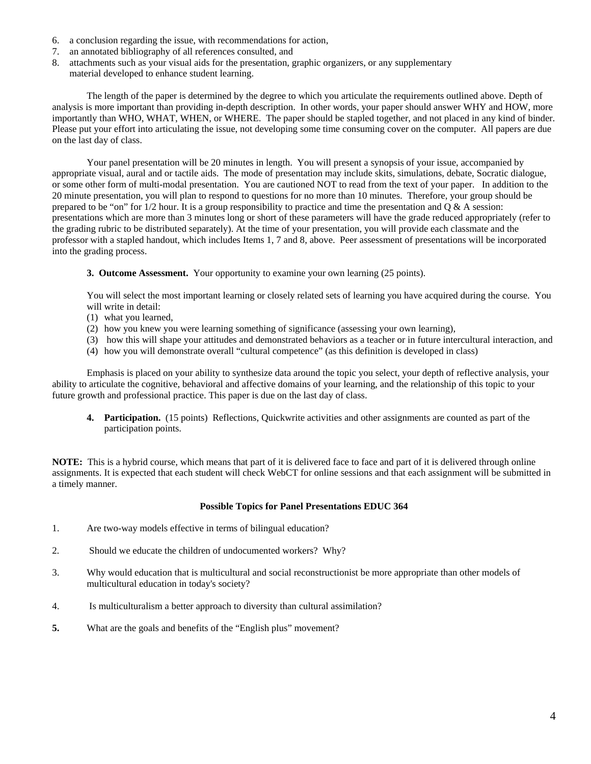6. a conclusion regarding the issue, with recommendations for action,
7. an annotated bibliography of all references consulted, and
8. attachments such as your visual aids for the presentation, graphic organizers, or any supplementary material developed to enhance student learning.

The length of the paper is determined by the degree to which you articulate the requirements outlined above. Depth of analysis is more important than providing in-depth description. In other words, your paper should answer WHY and HOW, more importantly than WHO, WHAT, WHEN, or WHERE. The paper should be stapled together, and not placed in any kind of binder. Please put your effort into articulating the issue, not developing some time consuming cover on the computer. All papers are due on the last day of class.

Your panel presentation will be 20 minutes in length. You will present a synopsis of your issue, accompanied by appropriate visual, aural and or tactile aids. The mode of presentation may include skits, simulations, debate, Socratic dialogue, or some other form of multi-modal presentation. You are cautioned NOT to read from the text of your paper. In addition to the 20 minute presentation, you will plan to respond to questions for no more than 10 minutes. Therefore, your group should be prepared to be "on" for 1/2 hour. It is a group responsibility to practice and time the presentation and Q & A session: presentations which are more than 3 minutes long or short of these parameters will have the grade reduced appropriately (refer to the grading rubric to be distributed separately). At the time of your presentation, you will provide each classmate and the professor with a stapled handout, which includes Items 1, 7 and 8, above. Peer assessment of presentations will be incorporated into the grading process.

**3. Outcome Assessment.** Your opportunity to examine your own learning (25 points).

You will select the most important learning or closely related sets of learning you have acquired during the course. You will write in detail:

(1) what you learned,
(2) how you knew you were learning something of significance (assessing your own learning),
(3) how this will shape your attitudes and demonstrated behaviors as a teacher or in future intercultural interaction, and
(4) how you will demonstrate overall "cultural competence" (as this definition is developed in class)

Emphasis is placed on your ability to synthesize data around the topic you select, your depth of reflective analysis, your ability to articulate the cognitive, behavioral and affective domains of your learning, and the relationship of this topic to your future growth and professional practice. This paper is due on the last day of class.

4. **Participation.** (15 points) Reflections, Quickwrite activities and other assignments are counted as part of the participation points.

**NOTE:** This is a hybrid course, which means that part of it is delivered face to face and part of it is delivered through online assignments. It is expected that each student will check WebCT for online sessions and that each assignment will be submitted in a timely manner.

**Possible Topics for Panel Presentations EDUC 364**

1. Are two-way models effective in terms of bilingual education?
2. Should we educate the children of undocumented workers? Why?
3. Why would education that is multicultural and social reconstructionist be more appropriate than other models of multicultural education in today's society?
4. Is multiculturalism a better approach to diversity than cultural assimilation?
5. What are the goals and benefits of the "English plus" movement?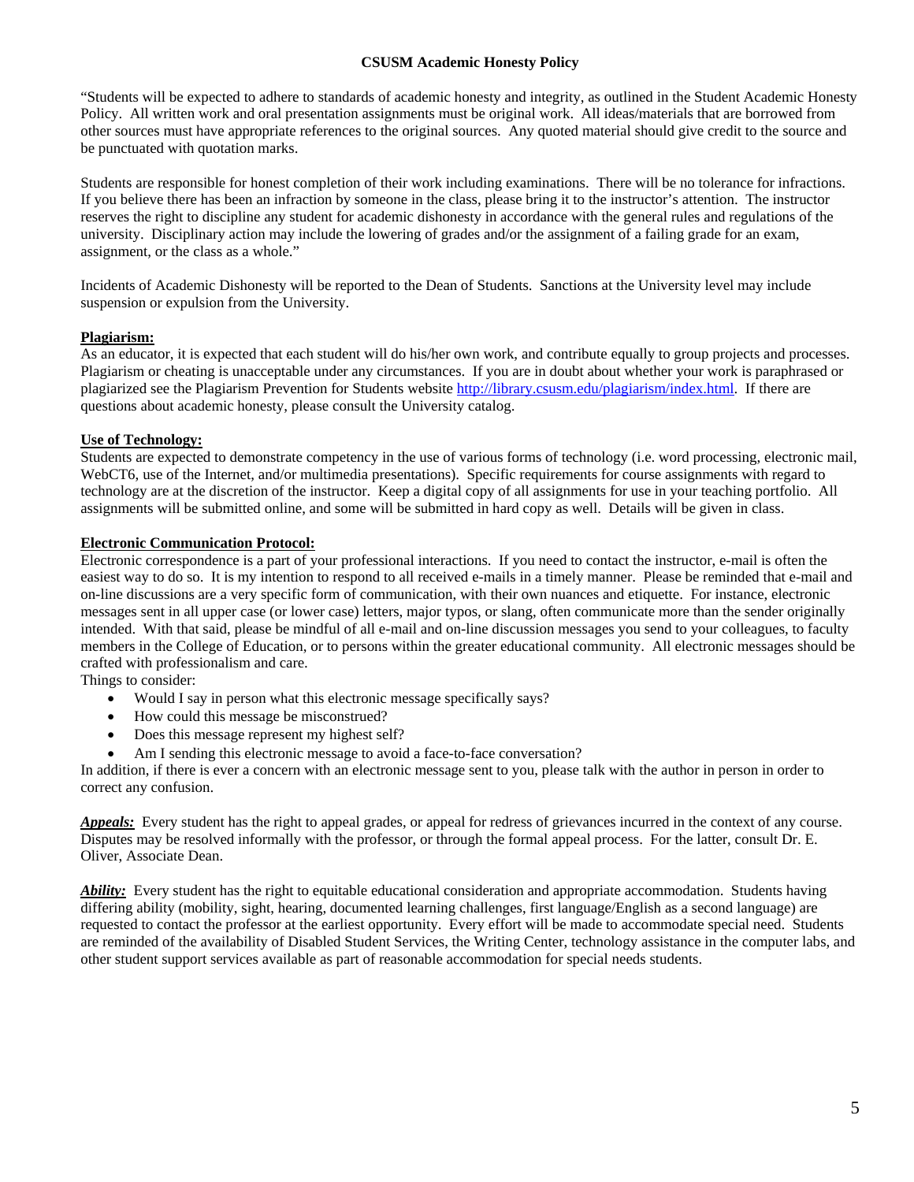## CSUSM Academic Honesty Policy

"Students will be expected to adhere to standards of academic honesty and integrity, as outlined in the Student Academic Honesty Policy. All written work and oral presentation assignments must be original work. All ideas/materials that are borrowed from other sources must have appropriate references to the original sources. Any quoted material should give credit to the source and be punctuated with quotation marks.

Students are responsible for honest completion of their work including examinations. There will be no tolerance for infractions. If you believe there has been an infraction by someone in the class, please bring it to the instructor's attention. The instructor reserves the right to discipline any student for academic dishonesty in accordance with the general rules and regulations of the university. Disciplinary action may include the lowering of grades and/or the assignment of a failing grade for an exam, assignment, or the class as a whole."

Incidents of Academic Dishonesty will be reported to the Dean of Students. Sanctions at the University level may include suspension or expulsion from the University.

**Plagiarism:**

As an educator, it is expected that each student will do his/her own work, and contribute equally to group projects and processes. Plagiarism or cheating is unacceptable under any circumstances. If you are in doubt about whether your work is paraphrased or plagiarized see the Plagiarism Prevention for Students website http://library.csusm.edu/plagiarism/index.html. If there are questions about academic honesty, please consult the University catalog.

**Use of Technology:**

Students are expected to demonstrate competency in the use of various forms of technology (i.e. word processing, electronic mail, WebCT6, use of the Internet, and/or multimedia presentations). Specific requirements for course assignments with regard to technology are at the discretion of the instructor. Keep a digital copy of all assignments for use in your teaching portfolio. All assignments will be submitted online, and some will be submitted in hard copy as well. Details will be given in class.

**Electronic Communication Protocol:**

Electronic correspondence is a part of your professional interactions. If you need to contact the instructor, e-mail is often the easiest way to do so. It is my intention to respond to all received e-mails in a timely manner. Please be reminded that e-mail and on-line discussions are a very specific form of communication, with their own nuances and etiquette. For instance, electronic messages sent in all upper case (or lower case) letters, major typos, or slang, often communicate more than the sender originally intended. With that said, please be mindful of all e-mail and on-line discussion messages you send to your colleagues, to faculty members in the College of Education, or to persons within the greater educational community. All electronic messages should be crafted with professionalism and care.

Things to consider:

- Would I say in person what this electronic message specifically says?
- How could this message be misconstrued?
- Does this message represent my highest self?
- Am I sending this electronic message to avoid a face-to-face conversation?

In addition, if there is ever a concern with an electronic message sent to you, please talk with the author in person in order to correct any confusion.

***Appeals:*** Every student has the right to appeal grades, or appeal for redress of grievances incurred in the context of any course. Disputes may be resolved informally with the professor, or through the formal appeal process. For the latter, consult Dr. E. Oliver, Associate Dean.

***Ability:*** Every student has the right to equitable educational consideration and appropriate accommodation. Students having differing ability (mobility, sight, hearing, documented learning challenges, first language/English as a second language) are requested to contact the professor at the earliest opportunity. Every effort will be made to accommodate special need. Students are reminded of the availability of Disabled Student Services, the Writing Center, technology assistance in the computer labs, and other student support services available as part of reasonable accommodation for special needs students.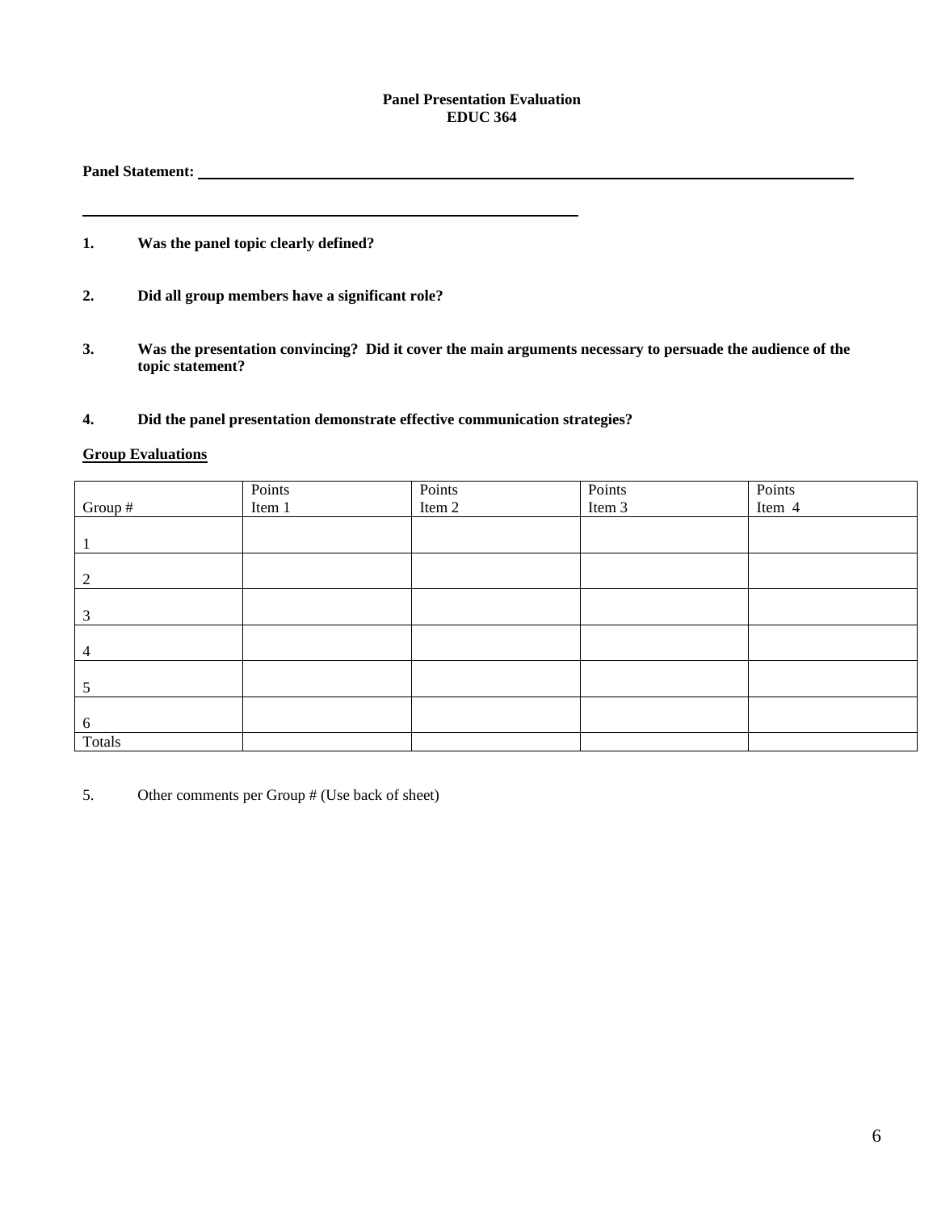**Panel Presentation Evaluation**
**EDUC 364**

**Panel Statement:** ________________________________________________________________

________________________________________________

**1. Was the panel topic clearly defined?**

**2. Did all group members have a significant role?**

**3. Was the presentation convincing? Did it cover the main arguments necessary to persuade the audience of the topic statement?**

**4. Did the panel presentation demonstrate effective communication strategies?**

**<u>Group Evaluations</u>**

| Group # | Points Item 1 | Points Item 2 | Points Item 3 | Points Item 4 |
|---|---|---|---|---|
| 1 | | | | |
| 2 | | | | |
| 3 | | | | |
| 4 | | | | |
| 5 | | | | |
| 6 | | | | |
| Totals | | | | |

5. Other comments per Group # (Use back of sheet)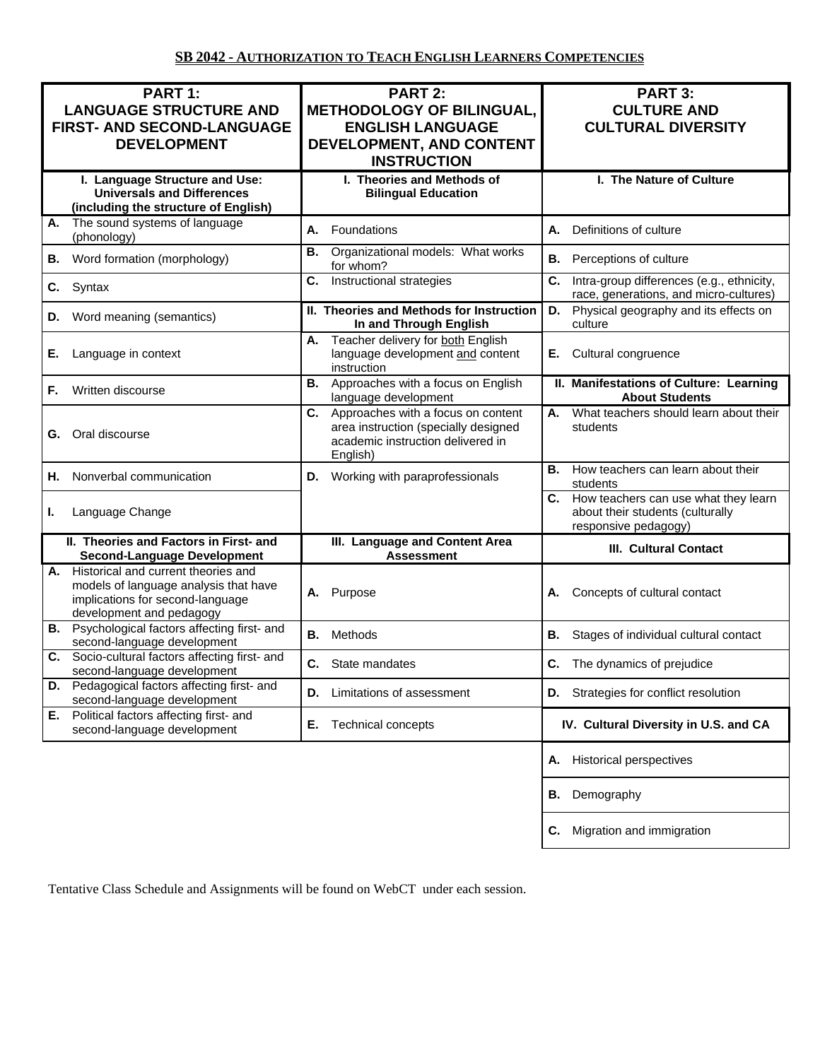## SB 2042 - AUTHORIZATION TO TEACH ENGLISH LEARNERS COMPETENCIES

| PART 1: LANGUAGE STRUCTURE AND FIRST- AND SECOND-LANGUAGE DEVELOPMENT | PART 2: METHODOLOGY OF BILINGUAL, ENGLISH LANGUAGE DEVELOPMENT, AND CONTENT INSTRUCTION | PART 3: CULTURE AND CULTURAL DIVERSITY |
|---|---|---|
| **I. Language Structure and Use: Universals and Differences (including the structure of English)** | **I. Theories and Methods of Bilingual Education** | **I. The Nature of Culture** |
| **A.** The sound systems of language (phonology) | **A.** Foundations | **A.** Definitions of culture |
| **B.** Word formation (morphology) | **B.** Organizational models: What works for whom? | **B.** Perceptions of culture |
| **C.** Syntax | **C.** Instructional strategies | **C.** Intra-group differences (e.g., ethnicity, race, generations, and micro-cultures) |
| **D.** Word meaning (semantics) | **II. Theories and Methods for Instruction In and Through English** | **D.** Physical geography and its effects on culture |
| **E.** Language in context | **A.** Teacher delivery for both English language development and content instruction | **E.** Cultural congruence |
| **F.** Written discourse | **B.** Approaches with a focus on English language development | **II. Manifestations of Culture: Learning About Students** |
| **G.** Oral discourse | **C.** Approaches with a focus on content area instruction (specially designed academic instruction delivered in English) | **A.** What teachers should learn about their students |
| **H.** Nonverbal communication | **D.** Working with paraprofessionals | **B.** How teachers can learn about their students |
| **I.** Language Change | | **C.** How teachers can use what they learn about their students (culturally responsive pedagogy) |
| **II. Theories and Factors in First- and Second-Language Development** | **III. Language and Content Area Assessment** | **III. Cultural Contact** |
| **A.** Historical and current theories and models of language analysis that have implications for second-language development and pedagogy | **A.** Purpose | **A.** Concepts of cultural contact |
| **B.** Psychological factors affecting first- and second-language development | **B.** Methods | **B.** Stages of individual cultural contact |
| **C.** Socio-cultural factors affecting first- and second-language development | **C.** State mandates | **C.** The dynamics of prejudice |
| **D.** Pedagogical factors affecting first- and second-language development | **D.** Limitations of assessment | **D.** Strategies for conflict resolution |
| **E.** Political factors affecting first- and second-language development | **E.** Technical concepts | **IV. Cultural Diversity in U.S. and CA** |
| | | **A.** Historical perspectives |
| | | **B.** Demography |
| | | **C.** Migration and immigration |

Tentative Class Schedule and Assignments will be found on WebCT under each session.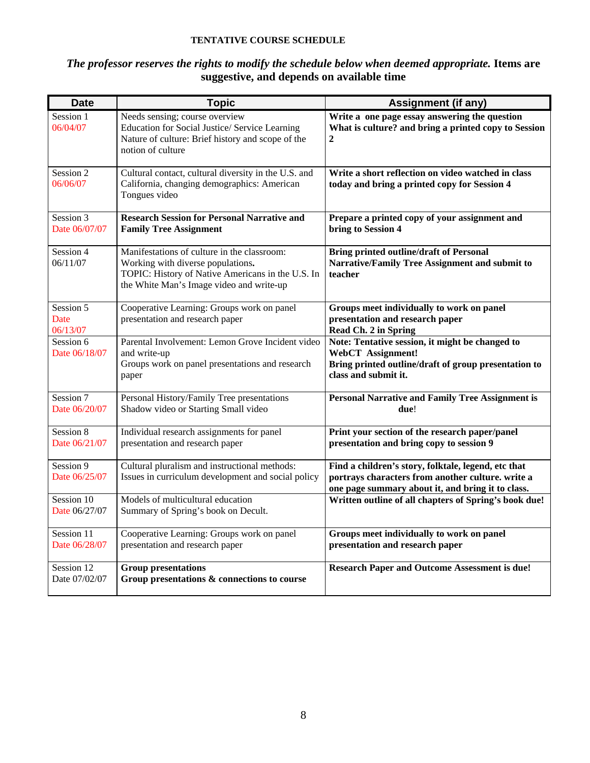**TENTATIVE COURSE SCHEDULE**

***The professor reserves the rights to modify the schedule below when deemed appropriate.* Items are suggestive, and depends on available time**

| Date | Topic | Assignment (if any) |
|---|---|---|
| Session 1 06/04/07 | Needs sensing; course overview Education for Social Justice/ Service Learning Nature of culture: Brief history and scope of the notion of culture | **Write a one page essay answering the question What is culture? and bring a printed copy to Session 2** |
| Session 2 06/06/07 | Cultural contact, cultural diversity in the U.S. and California, changing demographics: American Tongues video | **Write a short reflection on video watched in class today and bring a printed copy for Session 4** |
| Session 3 Date 06/07/07 | **Research Session for Personal Narrative and Family Tree Assignment** | **Prepare a printed copy of your assignment and bring to Session 4** |
| Session 4 06/11/07 | Manifestations of culture in the classroom: Working with diverse populations**.** TOPIC: History of Native Americans in the U.S. In the White Man's Image video and write-up | **Bring printed outline/draft of Personal Narrative/Family Tree Assignment and submit to teacher** |
| Session 5 Date 06/13/07 | Cooperative Learning: Groups work on panel presentation and research paper | **Groups meet individually to work on panel presentation and research paper Read Ch. 2 in Spring** |
| Session 6 Date 06/18/07 | Parental Involvement: Lemon Grove Incident video and write-up Groups work on panel presentations and research paper | **Note: Tentative session, it might be changed to WebCT Assignment! Bring printed outline/draft of group presentation to class and submit it.** |
| Session 7 Date 06/20/07 | Personal History/Family Tree presentations Shadow video or Starting Small video | **Personal Narrative and Family Tree Assignment is due**! |
| Session 8 Date 06/21/07 | Individual research assignments for panel presentation and research paper | **Print your section of the research paper/panel presentation and bring copy to session 9** |
| Session 9 Date 06/25/07 | Cultural pluralism and instructional methods: Issues in curriculum development and social policy | **Find a children's story, folktale, legend, etc that portrays characters from another culture. write a one page summary about it, and bring it to class.** |
| Session 10 Date 06/27/07 | Models of multicultural education Summary of Spring's book on Decult. | **Written outline of all chapters of Spring's book due!** |
| Session 11 Date 06/28/07 | Cooperative Learning: Groups work on panel presentation and research paper | **Groups meet individually to work on panel presentation and research paper** |
| Session 12 Date 07/02/07 | **Group presentations Group presentations & connections to course** | **Research Paper and Outcome Assessment is due!** |